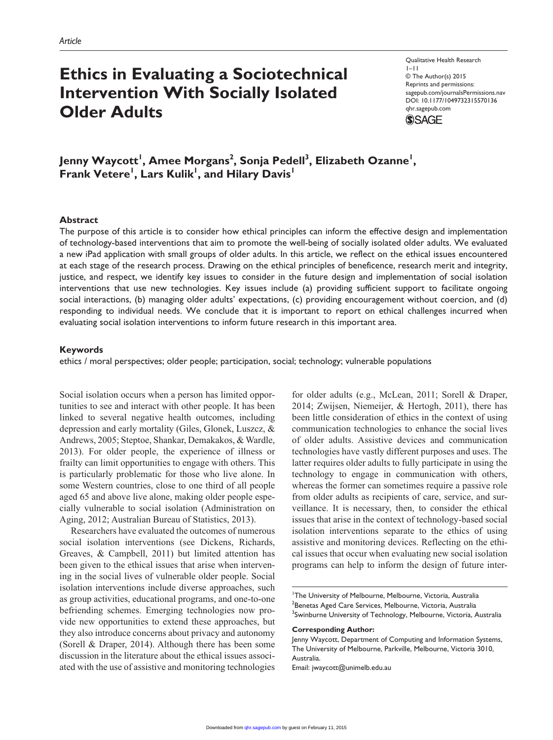Article

# Ethics in Evaluating a Sociotechnical Intervention With Socially Isolated Older Adults

Qualitative Health Research
1–11
© The Author(s) 2015
Reprints and permissions:
sagepub.com/journalsPermissions.nav
DOI: 10.1177/1049732315570136
qhr.sagepub.com

**Jenny Waycott[1], Amee Morgans[2], Sonja Pedell[3], Elizabeth Ozanne[1], Frank Vetere[1], Lars Kulik[1], and Hilary Davis[1]**

## Abstract

The purpose of this article is to consider how ethical principles can inform the effective design and implementation of technology-based interventions that aim to promote the well-being of socially isolated older adults. We evaluated a new iPad application with small groups of older adults. In this article, we reflect on the ethical issues encountered at each stage of the research process. Drawing on the ethical principles of beneficence, research merit and integrity, justice, and respect, we identify key issues to consider in the future design and implementation of social isolation interventions that use new technologies. Key issues include (a) providing sufficient support to facilitate ongoing social interactions, (b) managing older adults' expectations, (c) providing encouragement without coercion, and (d) responding to individual needs. We conclude that it is important to report on ethical challenges incurred when evaluating social isolation interventions to inform future research in this important area.

## Keywords

ethics / moral perspectives; older people; participation, social; technology; vulnerable populations

Social isolation occurs when a person has limited opportunities to see and interact with other people. It has been linked to several negative health outcomes, including depression and early mortality (Giles, Glonek, Luszcz, & Andrews, 2005; Steptoe, Shankar, Demakakos, & Wardle, 2013). For older people, the experience of illness or frailty can limit opportunities to engage with others. This is particularly problematic for those who live alone. In some Western countries, close to one third of all people aged 65 and above live alone, making older people especially vulnerable to social isolation (Administration on Aging, 2012; Australian Bureau of Statistics, 2013).

Researchers have evaluated the outcomes of numerous social isolation interventions (see Dickens, Richards, Greaves, & Campbell, 2011) but limited attention has been given to the ethical issues that arise when intervening in the social lives of vulnerable older people. Social isolation interventions include diverse approaches, such as group activities, educational programs, and one-to-one befriending schemes. Emerging technologies now provide new opportunities to extend these approaches, but they also introduce concerns about privacy and autonomy (Sorell & Draper, 2014). Although there has been some discussion in the literature about the ethical issues associated with the use of assistive and monitoring technologies for older adults (e.g., McLean, 2011; Sorell & Draper, 2014; Zwijsen, Niemeijer, & Hertogh, 2011), there has been little consideration of ethics in the context of using communication technologies to enhance the social lives of older adults. Assistive devices and communication technologies have vastly different purposes and uses. The latter requires older adults to fully participate in using the technology to engage in communication with others, whereas the former can sometimes require a passive role from older adults as recipients of care, service, and surveillance. It is necessary, then, to consider the ethical issues that arise in the context of technology-based social isolation interventions separate to the ethics of using assistive and monitoring devices. Reflecting on the ethical issues that occur when evaluating new social isolation programs can help to inform the design of future inter-

[1]The University of Melbourne, Melbourne, Victoria, Australia
[2]Benetas Aged Care Services, Melbourne, Victoria, Australia
[3]Swinburne University of Technology, Melbourne, Victoria, Australia

**Corresponding Author:**
Jenny Waycott, Department of Computing and Information Systems, The University of Melbourne, Parkville, Melbourne, Victoria 3010, Australia.
Email: jwaycott@unimelb.edu.au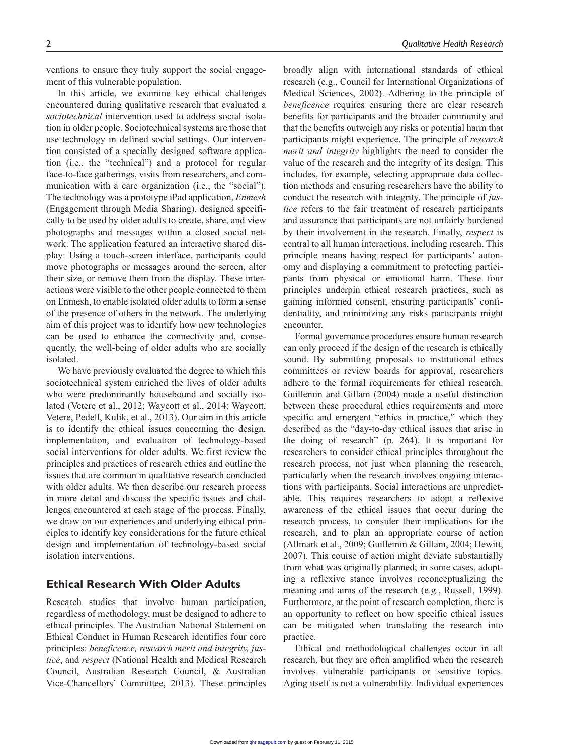ventions to ensure they truly support the social engagement of this vulnerable population.

In this article, we examine key ethical challenges encountered during qualitative research that evaluated a *sociotechnical* intervention used to address social isolation in older people. Sociotechnical systems are those that use technology in defined social settings. Our intervention consisted of a specially designed software application (i.e., the "technical") and a protocol for regular face-to-face gatherings, visits from researchers, and communication with a care organization (i.e., the "social"). The technology was a prototype iPad application, *Enmesh* (Engagement through Media Sharing), designed specifically to be used by older adults to create, share, and view photographs and messages within a closed social network. The application featured an interactive shared display: Using a touch-screen interface, participants could move photographs or messages around the screen, alter their size, or remove them from the display. These interactions were visible to the other people connected to them on Enmesh, to enable isolated older adults to form a sense of the presence of others in the network. The underlying aim of this project was to identify how new technologies can be used to enhance the connectivity and, consequently, the well-being of older adults who are socially isolated.

We have previously evaluated the degree to which this sociotechnical system enriched the lives of older adults who were predominantly housebound and socially isolated (Vetere et al., 2012; Waycott et al., 2014; Waycott, Vetere, Pedell, Kulik, et al., 2013). Our aim in this article is to identify the ethical issues concerning the design, implementation, and evaluation of technology-based social interventions for older adults. We first review the principles and practices of research ethics and outline the issues that are common in qualitative research conducted with older adults. We then describe our research process in more detail and discuss the specific issues and challenges encountered at each stage of the process. Finally, we draw on our experiences and underlying ethical principles to identify key considerations for the future ethical design and implementation of technology-based social isolation interventions.

## Ethical Research With Older Adults

Research studies that involve human participation, regardless of methodology, must be designed to adhere to ethical principles. The Australian National Statement on Ethical Conduct in Human Research identifies four core principles: *beneficence, research merit and integrity, justice*, and *respect* (National Health and Medical Research Council, Australian Research Council, & Australian Vice-Chancellors' Committee, 2013). These principles broadly align with international standards of ethical research (e.g., Council for International Organizations of Medical Sciences, 2002). Adhering to the principle of *beneficence* requires ensuring there are clear research benefits for participants and the broader community and that the benefits outweigh any risks or potential harm that participants might experience. The principle of *research merit and integrity* highlights the need to consider the value of the research and the integrity of its design. This includes, for example, selecting appropriate data collection methods and ensuring researchers have the ability to conduct the research with integrity. The principle of *justice* refers to the fair treatment of research participants and assurance that participants are not unfairly burdened by their involvement in the research. Finally, *respect* is central to all human interactions, including research. This principle means having respect for participants' autonomy and displaying a commitment to protecting participants from physical or emotional harm. These four principles underpin ethical research practices, such as gaining informed consent, ensuring participants' confidentiality, and minimizing any risks participants might encounter.

Formal governance procedures ensure human research can only proceed if the design of the research is ethically sound. By submitting proposals to institutional ethics committees or review boards for approval, researchers adhere to the formal requirements for ethical research. Guillemin and Gillam (2004) made a useful distinction between these procedural ethics requirements and more specific and emergent "ethics in practice," which they described as the "day-to-day ethical issues that arise in the doing of research" (p. 264). It is important for researchers to consider ethical principles throughout the research process, not just when planning the research, particularly when the research involves ongoing interactions with participants. Social interactions are unpredictable. This requires researchers to adopt a reflexive awareness of the ethical issues that occur during the research process, to consider their implications for the research, and to plan an appropriate course of action (Allmark et al., 2009; Guillemin & Gillam, 2004; Hewitt, 2007). This course of action might deviate substantially from what was originally planned; in some cases, adopting a reflexive stance involves reconceptualizing the meaning and aims of the research (e.g., Russell, 1999). Furthermore, at the point of research completion, there is an opportunity to reflect on how specific ethical issues can be mitigated when translating the research into practice.

Ethical and methodological challenges occur in all research, but they are often amplified when the research involves vulnerable participants or sensitive topics. Aging itself is not a vulnerability. Individual experiences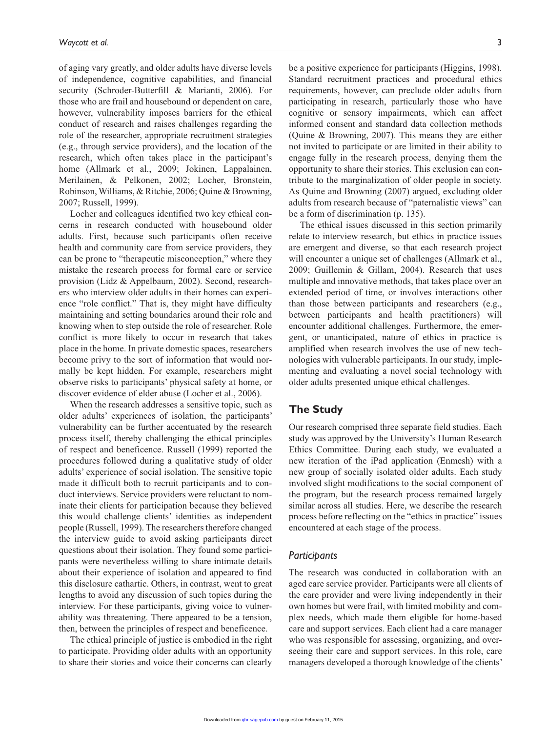of aging vary greatly, and older adults have diverse levels of independence, cognitive capabilities, and financial security (Schroder-Butterfill & Marianti, 2006). For those who are frail and housebound or dependent on care, however, vulnerability imposes barriers for the ethical conduct of research and raises challenges regarding the role of the researcher, appropriate recruitment strategies (e.g., through service providers), and the location of the research, which often takes place in the participant's home (Allmark et al., 2009; Jokinen, Lappalainen, Merilainen, & Pelkonen, 2002; Locher, Bronstein, Robinson, Williams, & Ritchie, 2006; Quine & Browning, 2007; Russell, 1999).

Locher and colleagues identified two key ethical concerns in research conducted with housebound older adults. First, because such participants often receive health and community care from service providers, they can be prone to "therapeutic misconception," where they mistake the research process for formal care or service provision (Lidz & Appelbaum, 2002). Second, researchers who interview older adults in their homes can experience "role conflict." That is, they might have difficulty maintaining and setting boundaries around their role and knowing when to step outside the role of researcher. Role conflict is more likely to occur in research that takes place in the home. In private domestic spaces, researchers become privy to the sort of information that would normally be kept hidden. For example, researchers might observe risks to participants' physical safety at home, or discover evidence of elder abuse (Locher et al., 2006).

When the research addresses a sensitive topic, such as older adults' experiences of isolation, the participants' vulnerability can be further accentuated by the research process itself, thereby challenging the ethical principles of respect and beneficence. Russell (1999) reported the procedures followed during a qualitative study of older adults' experience of social isolation. The sensitive topic made it difficult both to recruit participants and to conduct interviews. Service providers were reluctant to nominate their clients for participation because they believed this would challenge clients' identities as independent people (Russell, 1999). The researchers therefore changed the interview guide to avoid asking participants direct questions about their isolation. They found some participants were nevertheless willing to share intimate details about their experience of isolation and appeared to find this disclosure cathartic. Others, in contrast, went to great lengths to avoid any discussion of such topics during the interview. For these participants, giving voice to vulnerability was threatening. There appeared to be a tension, then, between the principles of respect and beneficence.

The ethical principle of justice is embodied in the right to participate. Providing older adults with an opportunity to share their stories and voice their concerns can clearly be a positive experience for participants (Higgins, 1998). Standard recruitment practices and procedural ethics requirements, however, can preclude older adults from participating in research, particularly those who have cognitive or sensory impairments, which can affect informed consent and standard data collection methods (Quine & Browning, 2007). This means they are either not invited to participate or are limited in their ability to engage fully in the research process, denying them the opportunity to share their stories. This exclusion can contribute to the marginalization of older people in society. As Quine and Browning (2007) argued, excluding older adults from research because of "paternalistic views" can be a form of discrimination (p. 135).

The ethical issues discussed in this section primarily relate to interview research, but ethics in practice issues are emergent and diverse, so that each research project will encounter a unique set of challenges (Allmark et al., 2009; Guillemin & Gillam, 2004). Research that uses multiple and innovative methods, that takes place over an extended period of time, or involves interactions other than those between participants and researchers (e.g., between participants and health practitioners) will encounter additional challenges. Furthermore, the emergent, or unanticipated, nature of ethics in practice is amplified when research involves the use of new technologies with vulnerable participants. In our study, implementing and evaluating a novel social technology with older adults presented unique ethical challenges.

## The Study

Our research comprised three separate field studies. Each study was approved by the University's Human Research Ethics Committee. During each study, we evaluated a new iteration of the iPad application (Enmesh) with a new group of socially isolated older adults. Each study involved slight modifications to the social component of the program, but the research process remained largely similar across all studies. Here, we describe the research process before reflecting on the "ethics in practice" issues encountered at each stage of the process.

### *Participants*

The research was conducted in collaboration with an aged care service provider. Participants were all clients of the care provider and were living independently in their own homes but were frail, with limited mobility and complex needs, which made them eligible for home-based care and support services. Each client had a care manager who was responsible for assessing, organizing, and overseeing their care and support services. In this role, care managers developed a thorough knowledge of the clients'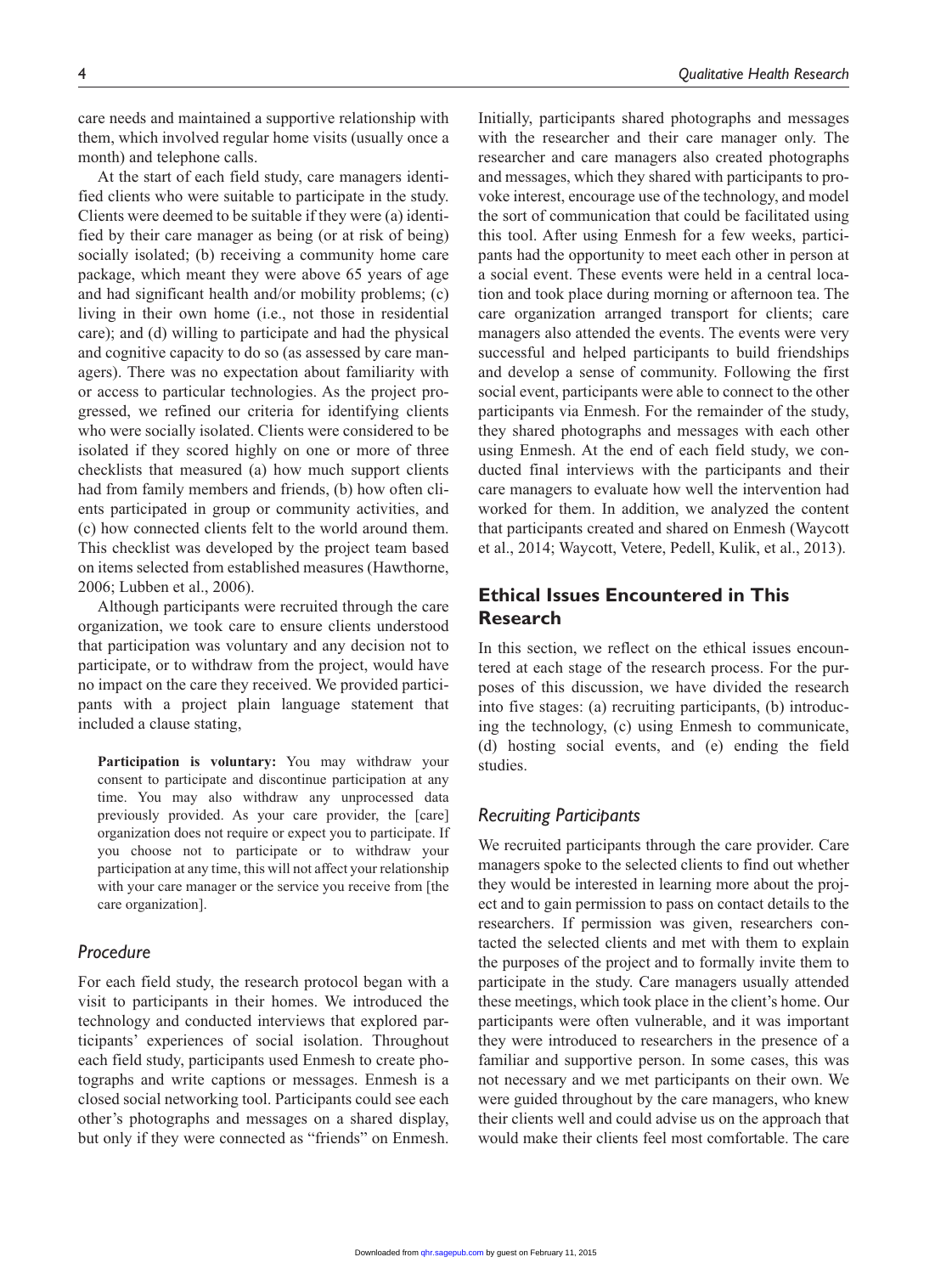care needs and maintained a supportive relationship with them, which involved regular home visits (usually once a month) and telephone calls.

At the start of each field study, care managers identified clients who were suitable to participate in the study. Clients were deemed to be suitable if they were (a) identified by their care manager as being (or at risk of being) socially isolated; (b) receiving a community home care package, which meant they were above 65 years of age and had significant health and/or mobility problems; (c) living in their own home (i.e., not those in residential care); and (d) willing to participate and had the physical and cognitive capacity to do so (as assessed by care managers). There was no expectation about familiarity with or access to particular technologies. As the project progressed, we refined our criteria for identifying clients who were socially isolated. Clients were considered to be isolated if they scored highly on one or more of three checklists that measured (a) how much support clients had from family members and friends, (b) how often clients participated in group or community activities, and (c) how connected clients felt to the world around them. This checklist was developed by the project team based on items selected from established measures (Hawthorne, 2006; Lubben et al., 2006).

Although participants were recruited through the care organization, we took care to ensure clients understood that participation was voluntary and any decision not to participate, or to withdraw from the project, would have no impact on the care they received. We provided participants with a project plain language statement that included a clause stating,

> **Participation is voluntary:** You may withdraw your consent to participate and discontinue participation at any time. You may also withdraw any unprocessed data previously provided. As your care provider, the [care] organization does not require or expect you to participate. If you choose not to participate or to withdraw your participation at any time, this will not affect your relationship with your care manager or the service you receive from [the care organization].

### *Procedure*

For each field study, the research protocol began with a visit to participants in their homes. We introduced the technology and conducted interviews that explored participants' experiences of social isolation. Throughout each field study, participants used Enmesh to create photographs and write captions or messages. Enmesh is a closed social networking tool. Participants could see each other's photographs and messages on a shared display, but only if they were connected as "friends" on Enmesh. Initially, participants shared photographs and messages with the researcher and their care manager only. The researcher and care managers also created photographs and messages, which they shared with participants to provoke interest, encourage use of the technology, and model the sort of communication that could be facilitated using this tool. After using Enmesh for a few weeks, participants had the opportunity to meet each other in person at a social event. These events were held in a central location and took place during morning or afternoon tea. The care organization arranged transport for clients; care managers also attended the events. The events were very successful and helped participants to build friendships and develop a sense of community. Following the first social event, participants were able to connect to the other participants via Enmesh. For the remainder of the study, they shared photographs and messages with each other using Enmesh. At the end of each field study, we conducted final interviews with the participants and their care managers to evaluate how well the intervention had worked for them. In addition, we analyzed the content that participants created and shared on Enmesh (Waycott et al., 2014; Waycott, Vetere, Pedell, Kulik, et al., 2013).

## Ethical Issues Encountered in This Research

In this section, we reflect on the ethical issues encountered at each stage of the research process. For the purposes of this discussion, we have divided the research into five stages: (a) recruiting participants, (b) introducing the technology, (c) using Enmesh to communicate, (d) hosting social events, and (e) ending the field studies.

### *Recruiting Participants*

We recruited participants through the care provider. Care managers spoke to the selected clients to find out whether they would be interested in learning more about the project and to gain permission to pass on contact details to the researchers. If permission was given, researchers contacted the selected clients and met with them to explain the purposes of the project and to formally invite them to participate in the study. Care managers usually attended these meetings, which took place in the client's home. Our participants were often vulnerable, and it was important they were introduced to researchers in the presence of a familiar and supportive person. In some cases, this was not necessary and we met participants on their own. We were guided throughout by the care managers, who knew their clients well and could advise us on the approach that would make their clients feel most comfortable. The care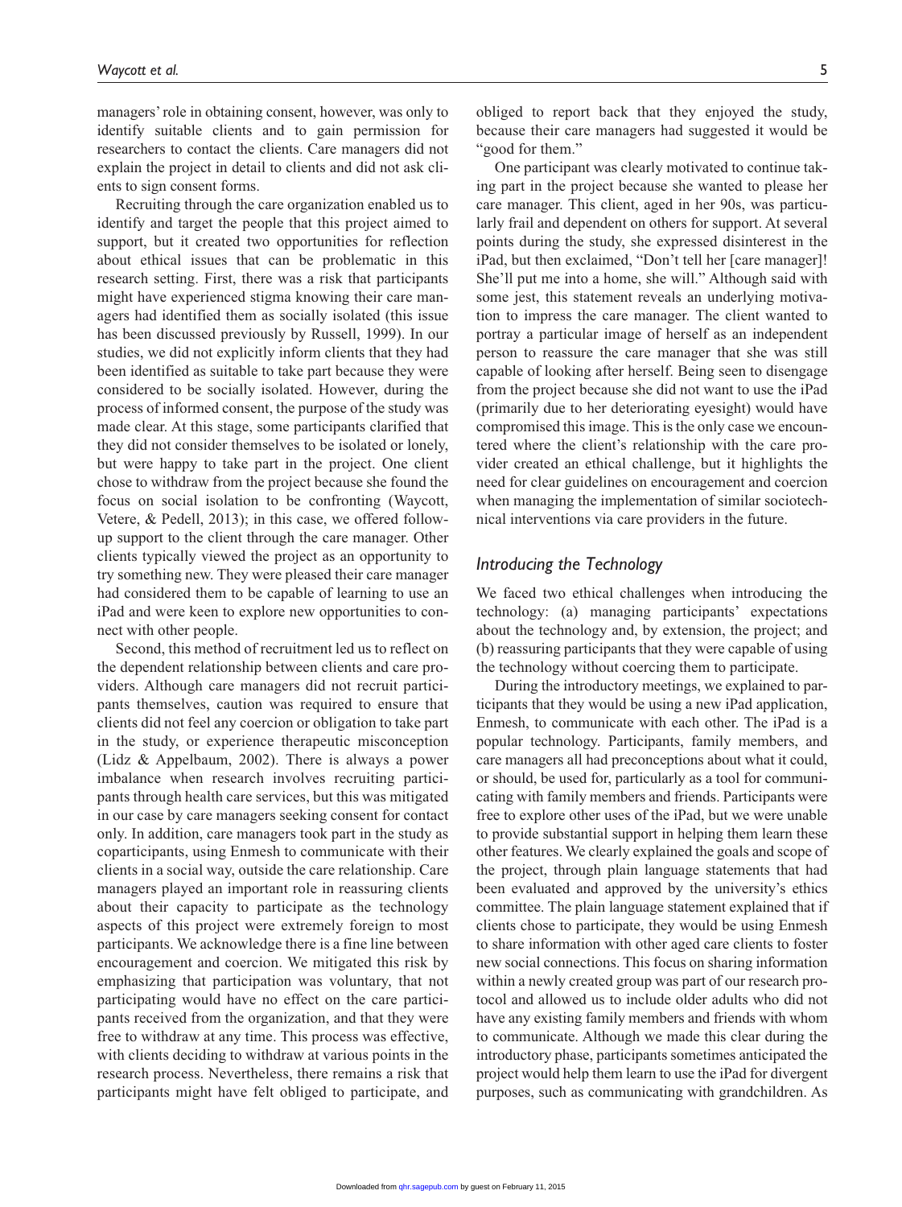managers' role in obtaining consent, however, was only to identify suitable clients and to gain permission for researchers to contact the clients. Care managers did not explain the project in detail to clients and did not ask clients to sign consent forms.

Recruiting through the care organization enabled us to identify and target the people that this project aimed to support, but it created two opportunities for reflection about ethical issues that can be problematic in this research setting. First, there was a risk that participants might have experienced stigma knowing their care managers had identified them as socially isolated (this issue has been discussed previously by Russell, 1999). In our studies, we did not explicitly inform clients that they had been identified as suitable to take part because they were considered to be socially isolated. However, during the process of informed consent, the purpose of the study was made clear. At this stage, some participants clarified that they did not consider themselves to be isolated or lonely, but were happy to take part in the project. One client chose to withdraw from the project because she found the focus on social isolation to be confronting (Waycott, Vetere, & Pedell, 2013); in this case, we offered follow-up support to the client through the care manager. Other clients typically viewed the project as an opportunity to try something new. They were pleased their care manager had considered them to be capable of learning to use an iPad and were keen to explore new opportunities to connect with other people.

Second, this method of recruitment led us to reflect on the dependent relationship between clients and care providers. Although care managers did not recruit participants themselves, caution was required to ensure that clients did not feel any coercion or obligation to take part in the study, or experience therapeutic misconception (Lidz & Appelbaum, 2002). There is always a power imbalance when research involves recruiting participants through health care services, but this was mitigated in our case by care managers seeking consent for contact only. In addition, care managers took part in the study as coparticipants, using Enmesh to communicate with their clients in a social way, outside the care relationship. Care managers played an important role in reassuring clients about their capacity to participate as the technology aspects of this project were extremely foreign to most participants. We acknowledge there is a fine line between encouragement and coercion. We mitigated this risk by emphasizing that participation was voluntary, that not participating would have no effect on the care participants received from the organization, and that they were free to withdraw at any time. This process was effective, with clients deciding to withdraw at various points in the research process. Nevertheless, there remains a risk that participants might have felt obliged to participate, and obliged to report back that they enjoyed the study, because their care managers had suggested it would be "good for them."

One participant was clearly motivated to continue taking part in the project because she wanted to please her care manager. This client, aged in her 90s, was particularly frail and dependent on others for support. At several points during the study, she expressed disinterest in the iPad, but then exclaimed, "Don't tell her [care manager]! She'll put me into a home, she will." Although said with some jest, this statement reveals an underlying motivation to impress the care manager. The client wanted to portray a particular image of herself as an independent person to reassure the care manager that she was still capable of looking after herself. Being seen to disengage from the project because she did not want to use the iPad (primarily due to her deteriorating eyesight) would have compromised this image. This is the only case we encountered where the client's relationship with the care provider created an ethical challenge, but it highlights the need for clear guidelines on encouragement and coercion when managing the implementation of similar sociotechnical interventions via care providers in the future.

### *Introducing the Technology*

We faced two ethical challenges when introducing the technology: (a) managing participants' expectations about the technology and, by extension, the project; and (b) reassuring participants that they were capable of using the technology without coercing them to participate.

During the introductory meetings, we explained to participants that they would be using a new iPad application, Enmesh, to communicate with each other. The iPad is a popular technology. Participants, family members, and care managers all had preconceptions about what it could, or should, be used for, particularly as a tool for communicating with family members and friends. Participants were free to explore other uses of the iPad, but we were unable to provide substantial support in helping them learn these other features. We clearly explained the goals and scope of the project, through plain language statements that had been evaluated and approved by the university's ethics committee. The plain language statement explained that if clients chose to participate, they would be using Enmesh to share information with other aged care clients to foster new social connections. This focus on sharing information within a newly created group was part of our research protocol and allowed us to include older adults who did not have any existing family members and friends with whom to communicate. Although we made this clear during the introductory phase, participants sometimes anticipated the project would help them learn to use the iPad for divergent purposes, such as communicating with grandchildren. As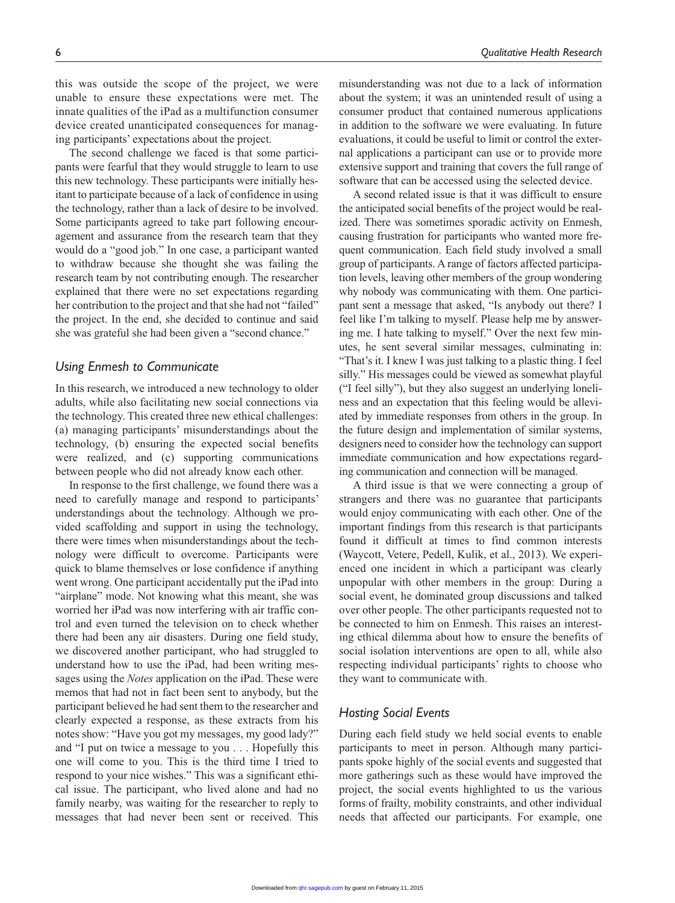this was outside the scope of the project, we were unable to ensure these expectations were met. The innate qualities of the iPad as a multifunction consumer device created unanticipated consequences for managing participants' expectations about the project.

The second challenge we faced is that some participants were fearful that they would struggle to learn to use this new technology. These participants were initially hesitant to participate because of a lack of confidence in using the technology, rather than a lack of desire to be involved. Some participants agreed to take part following encouragement and assurance from the research team that they would do a "good job." In one case, a participant wanted to withdraw because she thought she was failing the research team by not contributing enough. The researcher explained that there were no set expectations regarding her contribution to the project and that she had not "failed" the project. In the end, she decided to continue and said she was grateful she had been given a "second chance."

### *Using Enmesh to Communicate*

In this research, we introduced a new technology to older adults, while also facilitating new social connections via the technology. This created three new ethical challenges: (a) managing participants' misunderstandings about the technology, (b) ensuring the expected social benefits were realized, and (c) supporting communications between people who did not already know each other.

In response to the first challenge, we found there was a need to carefully manage and respond to participants' understandings about the technology. Although we provided scaffolding and support in using the technology, there were times when misunderstandings about the technology were difficult to overcome. Participants were quick to blame themselves or lose confidence if anything went wrong. One participant accidentally put the iPad into "airplane" mode. Not knowing what this meant, she was worried her iPad was now interfering with air traffic control and even turned the television on to check whether there had been any air disasters. During one field study, we discovered another participant, who had struggled to understand how to use the iPad, had been writing messages using the *Notes* application on the iPad. These were memos that had not in fact been sent to anybody, but the participant believed he had sent them to the researcher and clearly expected a response, as these extracts from his notes show: "Have you got my messages, my good lady?" and "I put on twice a message to you . . . Hopefully this one will come to you. This is the third time I tried to respond to your nice wishes." This was a significant ethical issue. The participant, who lived alone and had no family nearby, was waiting for the researcher to reply to messages that had never been sent or received. This misunderstanding was not due to a lack of information about the system; it was an unintended result of using a consumer product that contained numerous applications in addition to the software we were evaluating. In future evaluations, it could be useful to limit or control the external applications a participant can use or to provide more extensive support and training that covers the full range of software that can be accessed using the selected device.

A second related issue is that it was difficult to ensure the anticipated social benefits of the project would be realized. There was sometimes sporadic activity on Enmesh, causing frustration for participants who wanted more frequent communication. Each field study involved a small group of participants. A range of factors affected participation levels, leaving other members of the group wondering why nobody was communicating with them. One participant sent a message that asked, "Is anybody out there? I feel like I'm talking to myself. Please help me by answering me. I hate talking to myself." Over the next few minutes, he sent several similar messages, culminating in: "That's it. I knew I was just talking to a plastic thing. I feel silly." His messages could be viewed as somewhat playful ("I feel silly"), but they also suggest an underlying loneliness and an expectation that this feeling would be alleviated by immediate responses from others in the group. In the future design and implementation of similar systems, designers need to consider how the technology can support immediate communication and how expectations regarding communication and connection will be managed.

A third issue is that we were connecting a group of strangers and there was no guarantee that participants would enjoy communicating with each other. One of the important findings from this research is that participants found it difficult at times to find common interests (Waycott, Vetere, Pedell, Kulik, et al., 2013). We experienced one incident in which a participant was clearly unpopular with other members in the group: During a social event, he dominated group discussions and talked over other people. The other participants requested not to be connected to him on Enmesh. This raises an interesting ethical dilemma about how to ensure the benefits of social isolation interventions are open to all, while also respecting individual participants' rights to choose who they want to communicate with.

### *Hosting Social Events*

During each field study we held social events to enable participants to meet in person. Although many participants spoke highly of the social events and suggested that more gatherings such as these would have improved the project, the social events highlighted to us the various forms of frailty, mobility constraints, and other individual needs that affected our participants. For example, one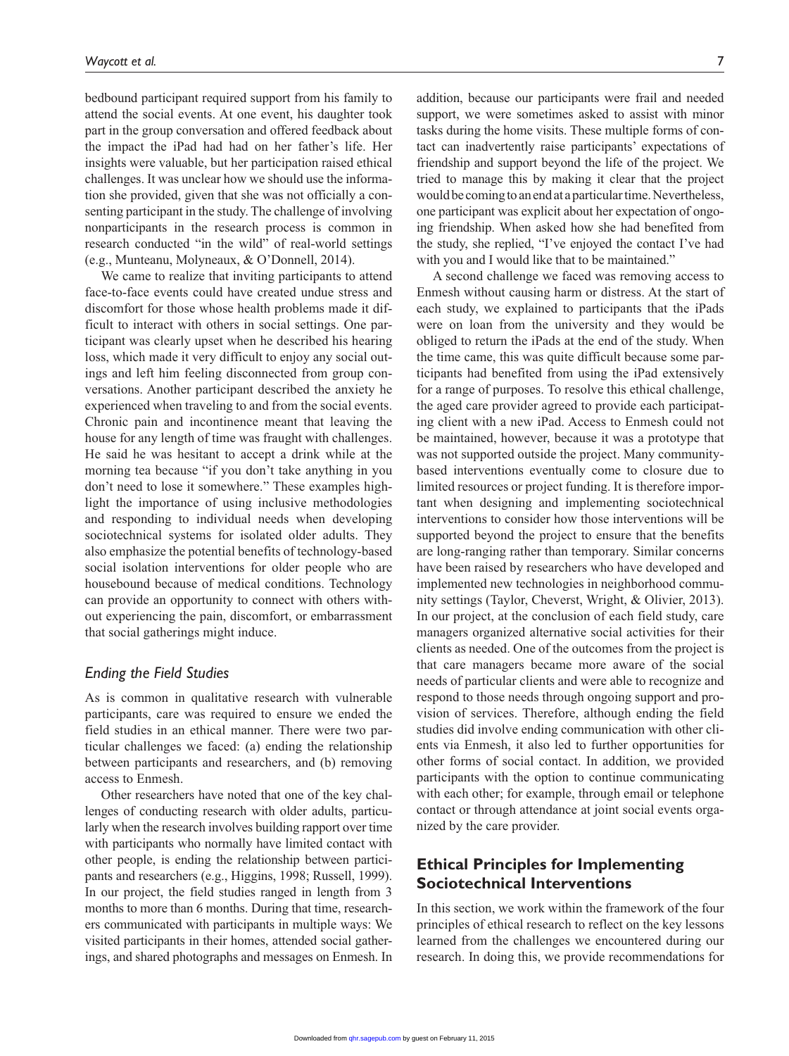bedbound participant required support from his family to attend the social events. At one event, his daughter took part in the group conversation and offered feedback about the impact the iPad had had on her father's life. Her insights were valuable, but her participation raised ethical challenges. It was unclear how we should use the information she provided, given that she was not officially a consenting participant in the study. The challenge of involving nonparticipants in the research process is common in research conducted "in the wild" of real-world settings (e.g., Munteanu, Molyneaux, & O'Donnell, 2014).

We came to realize that inviting participants to attend face-to-face events could have created undue stress and discomfort for those whose health problems made it difficult to interact with others in social settings. One participant was clearly upset when he described his hearing loss, which made it very difficult to enjoy any social outings and left him feeling disconnected from group conversations. Another participant described the anxiety he experienced when traveling to and from the social events. Chronic pain and incontinence meant that leaving the house for any length of time was fraught with challenges. He said he was hesitant to accept a drink while at the morning tea because "if you don't take anything in you don't need to lose it somewhere." These examples highlight the importance of using inclusive methodologies and responding to individual needs when developing sociotechnical systems for isolated older adults. They also emphasize the potential benefits of technology-based social isolation interventions for older people who are housebound because of medical conditions. Technology can provide an opportunity to connect with others without experiencing the pain, discomfort, or embarrassment that social gatherings might induce.

### Ending the Field Studies

As is common in qualitative research with vulnerable participants, care was required to ensure we ended the field studies in an ethical manner. There were two particular challenges we faced: (a) ending the relationship between participants and researchers, and (b) removing access to Enmesh.

Other researchers have noted that one of the key challenges of conducting research with older adults, particularly when the research involves building rapport over time with participants who normally have limited contact with other people, is ending the relationship between participants and researchers (e.g., Higgins, 1998; Russell, 1999). In our project, the field studies ranged in length from 3 months to more than 6 months. During that time, researchers communicated with participants in multiple ways: We visited participants in their homes, attended social gatherings, and shared photographs and messages on Enmesh. In addition, because our participants were frail and needed support, we were sometimes asked to assist with minor tasks during the home visits. These multiple forms of contact can inadvertently raise participants' expectations of friendship and support beyond the life of the project. We tried to manage this by making it clear that the project would be coming to an end at a particular time. Nevertheless, one participant was explicit about her expectation of ongoing friendship. When asked how she had benefited from the study, she replied, "I've enjoyed the contact I've had with you and I would like that to be maintained."

A second challenge we faced was removing access to Enmesh without causing harm or distress. At the start of each study, we explained to participants that the iPads were on loan from the university and they would be obliged to return the iPads at the end of the study. When the time came, this was quite difficult because some participants had benefited from using the iPad extensively for a range of purposes. To resolve this ethical challenge, the aged care provider agreed to provide each participating client with a new iPad. Access to Enmesh could not be maintained, however, because it was a prototype that was not supported outside the project. Many community-based interventions eventually come to closure due to limited resources or project funding. It is therefore important when designing and implementing sociotechnical interventions to consider how those interventions will be supported beyond the project to ensure that the benefits are long-ranging rather than temporary. Similar concerns have been raised by researchers who have developed and implemented new technologies in neighborhood community settings (Taylor, Cheverst, Wright, & Olivier, 2013). In our project, at the conclusion of each field study, care managers organized alternative social activities for their clients as needed. One of the outcomes from the project is that care managers became more aware of the social needs of particular clients and were able to recognize and respond to those needs through ongoing support and provision of services. Therefore, although ending the field studies did involve ending communication with other clients via Enmesh, it also led to further opportunities for other forms of social contact. In addition, we provided participants with the option to continue communicating with each other; for example, through email or telephone contact or through attendance at joint social events organized by the care provider.

## Ethical Principles for Implementing Sociotechnical Interventions

In this section, we work within the framework of the four principles of ethical research to reflect on the key lessons learned from the challenges we encountered during our research. In doing this, we provide recommendations for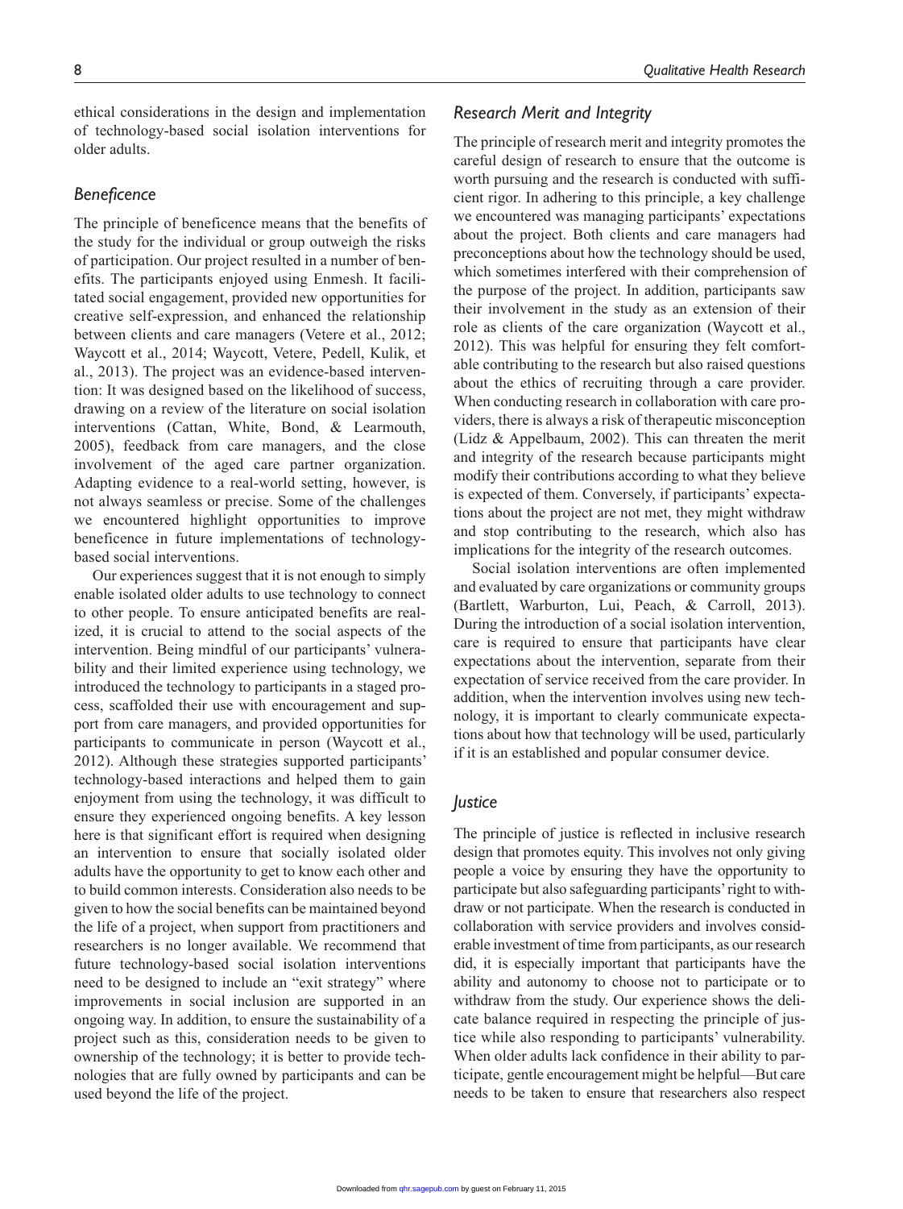ethical considerations in the design and implementation of technology-based social isolation interventions for older adults.

### Beneficence

The principle of beneficence means that the benefits of the study for the individual or group outweigh the risks of participation. Our project resulted in a number of benefits. The participants enjoyed using Enmesh. It facilitated social engagement, provided new opportunities for creative self-expression, and enhanced the relationship between clients and care managers (Vetere et al., 2012; Waycott et al., 2014; Waycott, Vetere, Pedell, Kulik, et al., 2013). The project was an evidence-based intervention: It was designed based on the likelihood of success, drawing on a review of the literature on social isolation interventions (Cattan, White, Bond, & Learmouth, 2005), feedback from care managers, and the close involvement of the aged care partner organization. Adapting evidence to a real-world setting, however, is not always seamless or precise. Some of the challenges we encountered highlight opportunities to improve beneficence in future implementations of technology-based social interventions.

Our experiences suggest that it is not enough to simply enable isolated older adults to use technology to connect to other people. To ensure anticipated benefits are realized, it is crucial to attend to the social aspects of the intervention. Being mindful of our participants' vulnerability and their limited experience using technology, we introduced the technology to participants in a staged process, scaffolded their use with encouragement and support from care managers, and provided opportunities for participants to communicate in person (Waycott et al., 2012). Although these strategies supported participants' technology-based interactions and helped them to gain enjoyment from using the technology, it was difficult to ensure they experienced ongoing benefits. A key lesson here is that significant effort is required when designing an intervention to ensure that socially isolated older adults have the opportunity to get to know each other and to build common interests. Consideration also needs to be given to how the social benefits can be maintained beyond the life of a project, when support from practitioners and researchers is no longer available. We recommend that future technology-based social isolation interventions need to be designed to include an "exit strategy" where improvements in social inclusion are supported in an ongoing way. In addition, to ensure the sustainability of a project such as this, consideration needs to be given to ownership of the technology; it is better to provide technologies that are fully owned by participants and can be used beyond the life of the project.

### Research Merit and Integrity

The principle of research merit and integrity promotes the careful design of research to ensure that the outcome is worth pursuing and the research is conducted with sufficient rigor. In adhering to this principle, a key challenge we encountered was managing participants' expectations about the project. Both clients and care managers had preconceptions about how the technology should be used, which sometimes interfered with their comprehension of the purpose of the project. In addition, participants saw their involvement in the study as an extension of their role as clients of the care organization (Waycott et al., 2012). This was helpful for ensuring they felt comfortable contributing to the research but also raised questions about the ethics of recruiting through a care provider. When conducting research in collaboration with care providers, there is always a risk of therapeutic misconception (Lidz & Appelbaum, 2002). This can threaten the merit and integrity of the research because participants might modify their contributions according to what they believe is expected of them. Conversely, if participants' expectations about the project are not met, they might withdraw and stop contributing to the research, which also has implications for the integrity of the research outcomes.

Social isolation interventions are often implemented and evaluated by care organizations or community groups (Bartlett, Warburton, Lui, Peach, & Carroll, 2013). During the introduction of a social isolation intervention, care is required to ensure that participants have clear expectations about the intervention, separate from their expectation of service received from the care provider. In addition, when the intervention involves using new technology, it is important to clearly communicate expectations about how that technology will be used, particularly if it is an established and popular consumer device.

### Justice

The principle of justice is reflected in inclusive research design that promotes equity. This involves not only giving people a voice by ensuring they have the opportunity to participate but also safeguarding participants' right to withdraw or not participate. When the research is conducted in collaboration with service providers and involves considerable investment of time from participants, as our research did, it is especially important that participants have the ability and autonomy to choose not to participate or to withdraw from the study. Our experience shows the delicate balance required in respecting the principle of justice while also responding to participants' vulnerability. When older adults lack confidence in their ability to participate, gentle encouragement might be helpful—But care needs to be taken to ensure that researchers also respect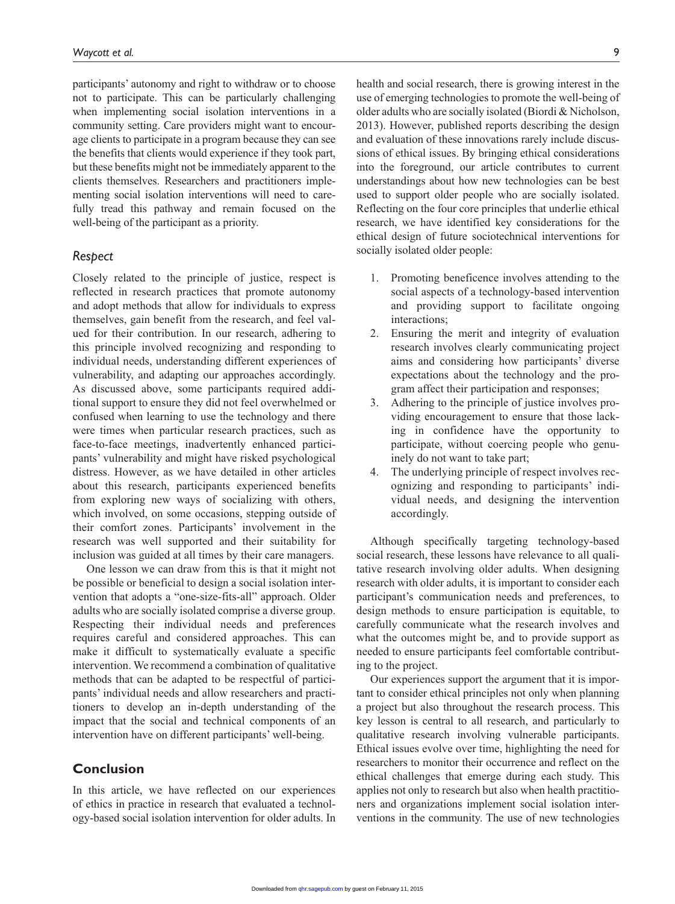participants' autonomy and right to withdraw or to choose not to participate. This can be particularly challenging when implementing social isolation interventions in a community setting. Care providers might want to encourage clients to participate in a program because they can see the benefits that clients would experience if they took part, but these benefits might not be immediately apparent to the clients themselves. Researchers and practitioners implementing social isolation interventions will need to carefully tread this pathway and remain focused on the well-being of the participant as a priority.

### *Respect*

Closely related to the principle of justice, respect is reflected in research practices that promote autonomy and adopt methods that allow for individuals to express themselves, gain benefit from the research, and feel valued for their contribution. In our research, adhering to this principle involved recognizing and responding to individual needs, understanding different experiences of vulnerability, and adapting our approaches accordingly. As discussed above, some participants required additional support to ensure they did not feel overwhelmed or confused when learning to use the technology and there were times when particular research practices, such as face-to-face meetings, inadvertently enhanced participants' vulnerability and might have risked psychological distress. However, as we have detailed in other articles about this research, participants experienced benefits from exploring new ways of socializing with others, which involved, on some occasions, stepping outside of their comfort zones. Participants' involvement in the research was well supported and their suitability for inclusion was guided at all times by their care managers.

One lesson we can draw from this is that it might not be possible or beneficial to design a social isolation intervention that adopts a "one-size-fits-all" approach. Older adults who are socially isolated comprise a diverse group. Respecting their individual needs and preferences requires careful and considered approaches. This can make it difficult to systematically evaluate a specific intervention. We recommend a combination of qualitative methods that can be adapted to be respectful of participants' individual needs and allow researchers and practitioners to develop an in-depth understanding of the impact that the social and technical components of an intervention have on different participants' well-being.

## Conclusion

In this article, we have reflected on our experiences of ethics in practice in research that evaluated a technology-based social isolation intervention for older adults. In health and social research, there is growing interest in the use of emerging technologies to promote the well-being of older adults who are socially isolated (Biordi & Nicholson, 2013). However, published reports describing the design and evaluation of these innovations rarely include discussions of ethical issues. By bringing ethical considerations into the foreground, our article contributes to current understandings about how new technologies can be best used to support older people who are socially isolated. Reflecting on the four core principles that underlie ethical research, we have identified key considerations for the ethical design of future sociotechnical interventions for socially isolated older people:

1. Promoting beneficence involves attending to the social aspects of a technology-based intervention and providing support to facilitate ongoing interactions;
2. Ensuring the merit and integrity of evaluation research involves clearly communicating project aims and considering how participants' diverse expectations about the technology and the program affect their participation and responses;
3. Adhering to the principle of justice involves providing encouragement to ensure that those lacking in confidence have the opportunity to participate, without coercing people who genuinely do not want to take part;
4. The underlying principle of respect involves recognizing and responding to participants' individual needs, and designing the intervention accordingly.

Although specifically targeting technology-based social research, these lessons have relevance to all qualitative research involving older adults. When designing research with older adults, it is important to consider each participant's communication needs and preferences, to design methods to ensure participation is equitable, to carefully communicate what the research involves and what the outcomes might be, and to provide support as needed to ensure participants feel comfortable contributing to the project.

Our experiences support the argument that it is important to consider ethical principles not only when planning a project but also throughout the research process. This key lesson is central to all research, and particularly to qualitative research involving vulnerable participants. Ethical issues evolve over time, highlighting the need for researchers to monitor their occurrence and reflect on the ethical challenges that emerge during each study. This applies not only to research but also when health practitioners and organizations implement social isolation interventions in the community. The use of new technologies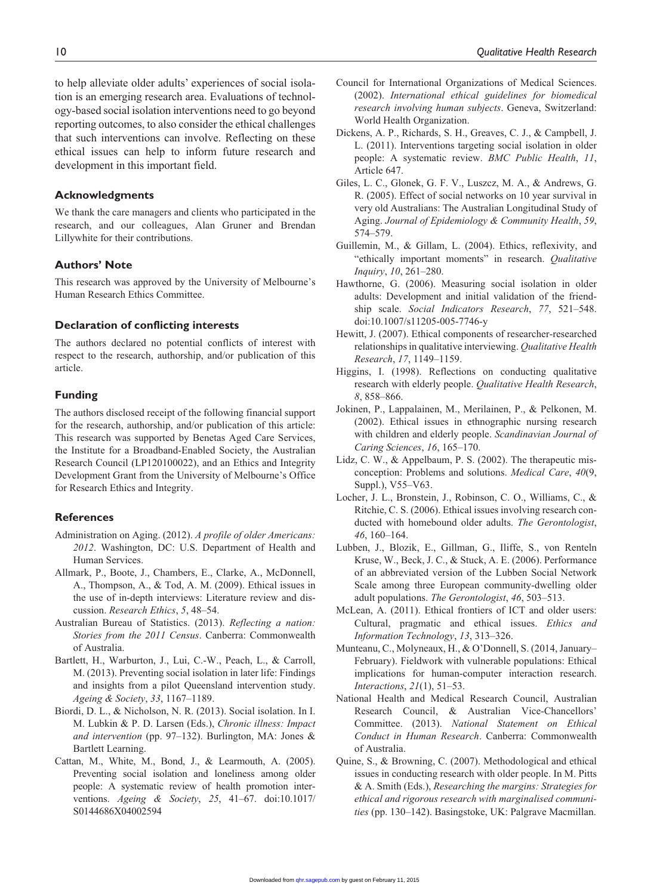to help alleviate older adults' experiences of social isolation is an emerging research area. Evaluations of technology-based social isolation interventions need to go beyond reporting outcomes, to also consider the ethical challenges that such interventions can involve. Reflecting on these ethical issues can help to inform future research and development in this important field.

## Acknowledgments

We thank the care managers and clients who participated in the research, and our colleagues, Alan Gruner and Brendan Lillywhite for their contributions.

## Authors' Note

This research was approved by the University of Melbourne's Human Research Ethics Committee.

## Declaration of conflicting interests

The authors declared no potential conflicts of interest with respect to the research, authorship, and/or publication of this article.

## Funding

The authors disclosed receipt of the following financial support for the research, authorship, and/or publication of this article: This research was supported by Benetas Aged Care Services, the Institute for a Broadband-Enabled Society, the Australian Research Council (LP120100022), and an Ethics and Integrity Development Grant from the University of Melbourne's Office for Research Ethics and Integrity.

## References

Administration on Aging. (2012). *A profile of older Americans: 2012*. Washington, DC: U.S. Department of Health and Human Services.

Allmark, P., Boote, J., Chambers, E., Clarke, A., McDonnell, A., Thompson, A., & Tod, A. M. (2009). Ethical issues in the use of in-depth interviews: Literature review and discussion. *Research Ethics*, *5*, 48–54.

Australian Bureau of Statistics. (2013). *Reflecting a nation: Stories from the 2011 Census*. Canberra: Commonwealth of Australia.

Bartlett, H., Warburton, J., Lui, C.-W., Peach, L., & Carroll, M. (2013). Preventing social isolation in later life: Findings and insights from a pilot Queensland intervention study. *Ageing & Society*, *33*, 1167–1189.

Biordi, D. L., & Nicholson, N. R. (2013). Social isolation. In I. M. Lubkin & P. D. Larsen (Eds.), *Chronic illness: Impact and intervention* (pp. 97–132). Burlington, MA: Jones & Bartlett Learning.

Cattan, M., White, M., Bond, J., & Learmouth, A. (2005). Preventing social isolation and loneliness among older people: A systematic review of health promotion interventions. *Ageing & Society*, *25*, 41–67. doi:10.1017/S0144686X04002594

Council for International Organizations of Medical Sciences. (2002). *International ethical guidelines for biomedical research involving human subjects*. Geneva, Switzerland: World Health Organization.

Dickens, A. P., Richards, S. H., Greaves, C. J., & Campbell, J. L. (2011). Interventions targeting social isolation in older people: A systematic review. *BMC Public Health*, *11*, Article 647.

Giles, L. C., Glonek, G. F. V., Luszcz, M. A., & Andrews, G. R. (2005). Effect of social networks on 10 year survival in very old Australians: The Australian Longitudinal Study of Aging. *Journal of Epidemiology & Community Health*, *59*, 574–579.

Guillemin, M., & Gillam, L. (2004). Ethics, reflexivity, and "ethically important moments" in research. *Qualitative Inquiry*, *10*, 261–280.

Hawthorne, G. (2006). Measuring social isolation in older adults: Development and initial validation of the friendship scale. *Social Indicators Research*, *77*, 521–548. doi:10.1007/s11205-005-7746-y

Hewitt, J. (2007). Ethical components of researcher-researched relationships in qualitative interviewing. *Qualitative Health Research*, *17*, 1149–1159.

Higgins, I. (1998). Reflections on conducting qualitative research with elderly people. *Qualitative Health Research*, *8*, 858–866.

Jokinen, P., Lappalainen, M., Merilainen, P., & Pelkonen, M. (2002). Ethical issues in ethnographic nursing research with children and elderly people. *Scandinavian Journal of Caring Sciences*, *16*, 165–170.

Lidz, C. W., & Appelbaum, P. S. (2002). The therapeutic misconception: Problems and solutions. *Medical Care*, *40*(9, Suppl.), V55–V63.

Locher, J. L., Bronstein, J., Robinson, C. O., Williams, C., & Ritchie, C. S. (2006). Ethical issues involving research conducted with homebound older adults. *The Gerontologist*, *46*, 160–164.

Lubben, J., Blozik, E., Gillman, G., Iliffe, S., von Renteln Kruse, W., Beck, J. C., & Stuck, A. E. (2006). Performance of an abbreviated version of the Lubben Social Network Scale among three European community-dwelling older adult populations. *The Gerontologist*, *46*, 503–513.

McLean, A. (2011). Ethical frontiers of ICT and older users: Cultural, pragmatic and ethical issues. *Ethics and Information Technology*, *13*, 313–326.

Munteanu, C., Molyneaux, H., & O'Donnell, S. (2014, January–February). Fieldwork with vulnerable populations: Ethical implications for human-computer interaction research. *Interactions*, *21*(1), 51–53.

National Health and Medical Research Council, Australian Research Council, & Australian Vice-Chancellors' Committee. (2013). *National Statement on Ethical Conduct in Human Research*. Canberra: Commonwealth of Australia.

Quine, S., & Browning, C. (2007). Methodological and ethical issues in conducting research with older people. In M. Pitts & A. Smith (Eds.), *Researching the margins: Strategies for ethical and rigorous research with marginalised communities* (pp. 130–142). Basingstoke, UK: Palgrave Macmillan.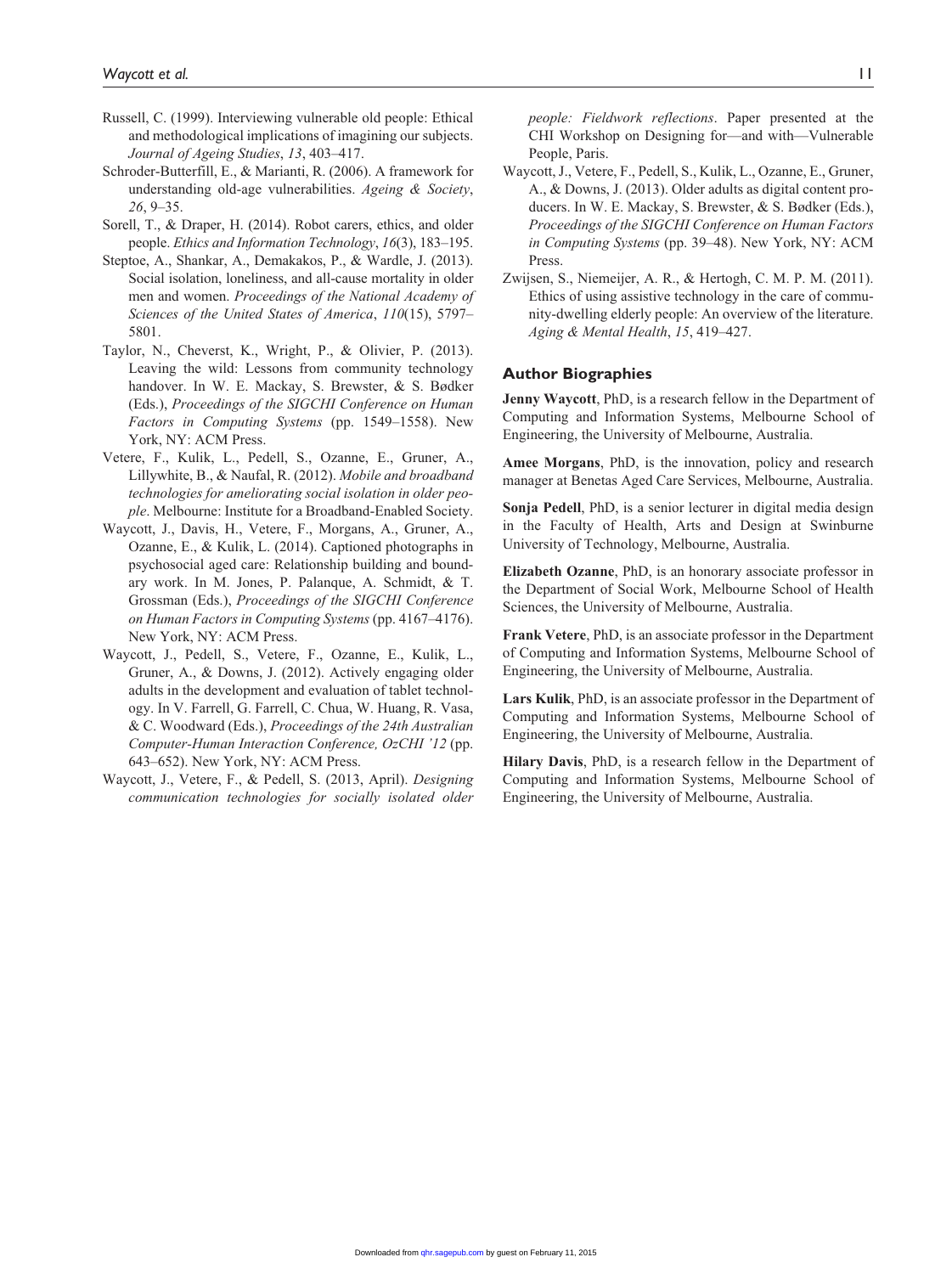Russell, C. (1999). Interviewing vulnerable old people: Ethical and methodological implications of imagining our subjects. *Journal of Ageing Studies*, *13*, 403–417.

Schroder-Butterfill, E., & Marianti, R. (2006). A framework for understanding old-age vulnerabilities. *Ageing & Society*, *26*, 9–35.

Sorell, T., & Draper, H. (2014). Robot carers, ethics, and older people. *Ethics and Information Technology*, *16*(3), 183–195.

Steptoe, A., Shankar, A., Demakakos, P., & Wardle, J. (2013). Social isolation, loneliness, and all-cause mortality in older men and women. *Proceedings of the National Academy of Sciences of the United States of America*, *110*(15), 5797–5801.

Taylor, N., Cheverst, K., Wright, P., & Olivier, P. (2013). Leaving the wild: Lessons from community technology handover. In W. E. Mackay, S. Brewster, & S. Bødker (Eds.), *Proceedings of the SIGCHI Conference on Human Factors in Computing Systems* (pp. 1549–1558). New York, NY: ACM Press.

Vetere, F., Kulik, L., Pedell, S., Ozanne, E., Gruner, A., Lillywhite, B., & Naufal, R. (2012). *Mobile and broadband technologies for ameliorating social isolation in older people*. Melbourne: Institute for a Broadband-Enabled Society.

Waycott, J., Davis, H., Vetere, F., Morgans, A., Gruner, A., Ozanne, E., & Kulik, L. (2014). Captioned photographs in psychosocial aged care: Relationship building and boundary work. In M. Jones, P. Palanque, A. Schmidt, & T. Grossman (Eds.), *Proceedings of the SIGCHI Conference on Human Factors in Computing Systems* (pp. 4167–4176). New York, NY: ACM Press.

Waycott, J., Pedell, S., Vetere, F., Ozanne, E., Kulik, L., Gruner, A., & Downs, J. (2012). Actively engaging older adults in the development and evaluation of tablet technology. In V. Farrell, G. Farrell, C. Chua, W. Huang, R. Vasa, & C. Woodward (Eds.), *Proceedings of the 24th Australian Computer-Human Interaction Conference, OzCHI '12* (pp. 643–652). New York, NY: ACM Press.

Waycott, J., Vetere, F., & Pedell, S. (2013, April). *Designing communication technologies for socially isolated older people: Fieldwork reflections*. Paper presented at the CHI Workshop on Designing for—and with—Vulnerable People, Paris.

Waycott, J., Vetere, F., Pedell, S., Kulik, L., Ozanne, E., Gruner, A., & Downs, J. (2013). Older adults as digital content producers. In W. E. Mackay, S. Brewster, & S. Bødker (Eds.), *Proceedings of the SIGCHI Conference on Human Factors in Computing Systems* (pp. 39–48). New York, NY: ACM Press.

Zwijsen, S., Niemeijer, A. R., & Hertogh, C. M. P. M. (2011). Ethics of using assistive technology in the care of community-dwelling elderly people: An overview of the literature. *Aging & Mental Health*, *15*, 419–427.

## Author Biographies

**Jenny Waycott**, PhD, is a research fellow in the Department of Computing and Information Systems, Melbourne School of Engineering, the University of Melbourne, Australia.

**Amee Morgans**, PhD, is the innovation, policy and research manager at Benetas Aged Care Services, Melbourne, Australia.

**Sonja Pedell**, PhD, is a senior lecturer in digital media design in the Faculty of Health, Arts and Design at Swinburne University of Technology, Melbourne, Australia.

**Elizabeth Ozanne**, PhD, is an honorary associate professor in the Department of Social Work, Melbourne School of Health Sciences, the University of Melbourne, Australia.

**Frank Vetere**, PhD, is an associate professor in the Department of Computing and Information Systems, Melbourne School of Engineering, the University of Melbourne, Australia.

**Lars Kulik**, PhD, is an associate professor in the Department of Computing and Information Systems, Melbourne School of Engineering, the University of Melbourne, Australia.

**Hilary Davis**, PhD, is a research fellow in the Department of Computing and Information Systems, Melbourne School of Engineering, the University of Melbourne, Australia.